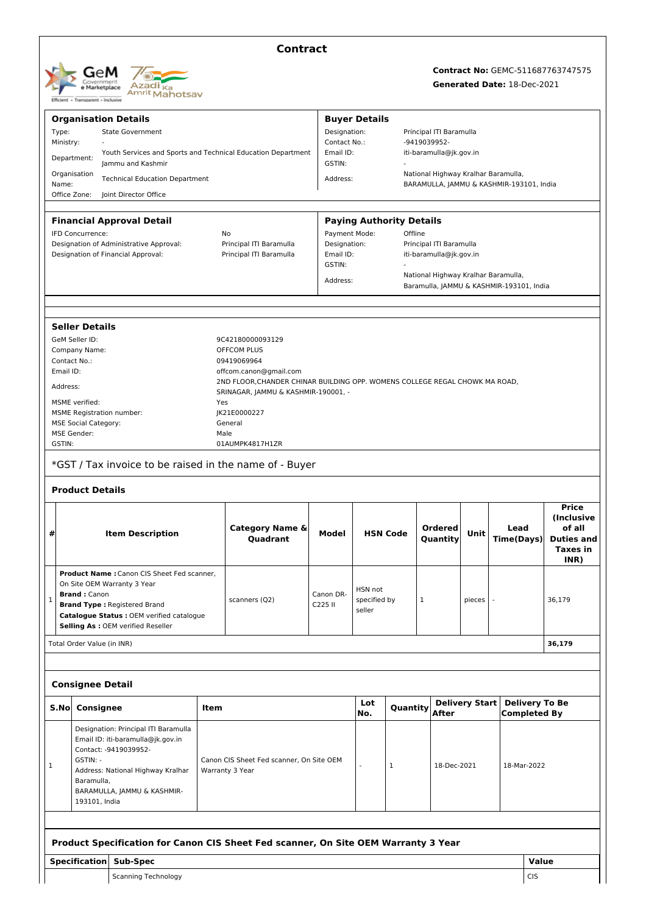# Contract

**Contract No:** GEMC-511687763747575
**Generated Date:** 18-Dec-2021

### Organisation Details

| | |
|---|---|
| Type: | State Government |
| Ministry: | - |
| Department: | Youth Services and Sports and Technical Education Department Jammu and Kashmir |
| Organisation Name: | Technical Education Department |
| Office Zone: | Joint Director Office |

### Buyer Details

| | |
|---|---|
| Designation: | Principal ITI Baramulla |
| Contact No.: | -9419039952- |
| Email ID: | iti-baramulla@jk.gov.in |
| GSTIN: | - |
| Address: | National Highway Kralhar Baramulla, BARAMULLA, JAMMU & KASHMIR-193101, India |

### Financial Approval Detail

| | |
|---|---|
| IFD Concurrence: | No |
| Designation of Administrative Approval: | Principal ITI Baramulla |
| Designation of Financial Approval: | Principal ITI Baramulla |

### Paying Authority Details

| | |
|---|---|
| Payment Mode: | Offline |
| Designation: | Principal ITI Baramulla |
| Email ID: | iti-baramulla@jk.gov.in |
| GSTIN: | - |
| Address: | National Highway Kralhar Baramulla, Baramulla, JAMMU & KASHMIR-193101, India |

### Seller Details

| | |
|---|---|
| GeM Seller ID: | 9C42180000093129 |
| Company Name: | OFFCOM PLUS |
| Contact No.: | 09419069964 |
| Email ID: | offcom.canon@gmail.com |
| Address: | 2ND FLOOR,CHANDER CHINAR BUILDING OPP. WOMENS COLLEGE REGAL CHOWK MA ROAD, SRINAGAR, JAMMU & KASHMIR-190001, - |
| MSME verified: | Yes |
| MSME Registration number: | JK21E0000227 |
| MSE Social Category: | General |
| MSE Gender: | Male |
| GSTIN: | 01AUMPK4817H1ZR |

*GST / Tax invoice to be raised in the name of - Buyer

### Product Details

| # | Item Description | Category Name & Quadrant | Model | HSN Code | Ordered Quantity | Unit | Lead Time(Days) | Price (Inclusive of all Duties and Taxes in INR) |
|---|---|---|---|---|---|---|---|---|
| 1 | **Product Name :** Canon CIS Sheet Fed scanner, On Site OEM Warranty 3 Year<br>**Brand :** Canon<br>**Brand Type :** Registered Brand<br>**Catalogue Status :** OEM verified catalogue<br>**Selling As :** OEM verified Reseller | scanners (Q2) | Canon DR-C225 II | HSN not specified by seller | 1 | pieces | - | 36,179 |
| Total Order Value (in INR) | | | | | | | | **36,179** |

### Consignee Detail

| S.No | Consignee | Item | Lot No. | Quantity | Delivery Start After | Delivery To Be Completed By |
|---|---|---|---|---|---|---|
| 1 | Designation: Principal ITI Baramulla<br>Email ID: iti-baramulla@jk.gov.in<br>Contact: -9419039952-<br>GSTIN: -<br>Address: National Highway Kralhar Baramulla, BARAMULLA, JAMMU & KASHMIR-193101, India | Canon CIS Sheet Fed scanner, On Site OEM Warranty 3 Year | - | 1 | 18-Dec-2021 | 18-Mar-2022 |

### Product Specification for Canon CIS Sheet Fed scanner, On Site OEM Warranty 3 Year

| Specification | Sub-Spec | Value |
|---|---|---|
| | Scanning Technology | CIS |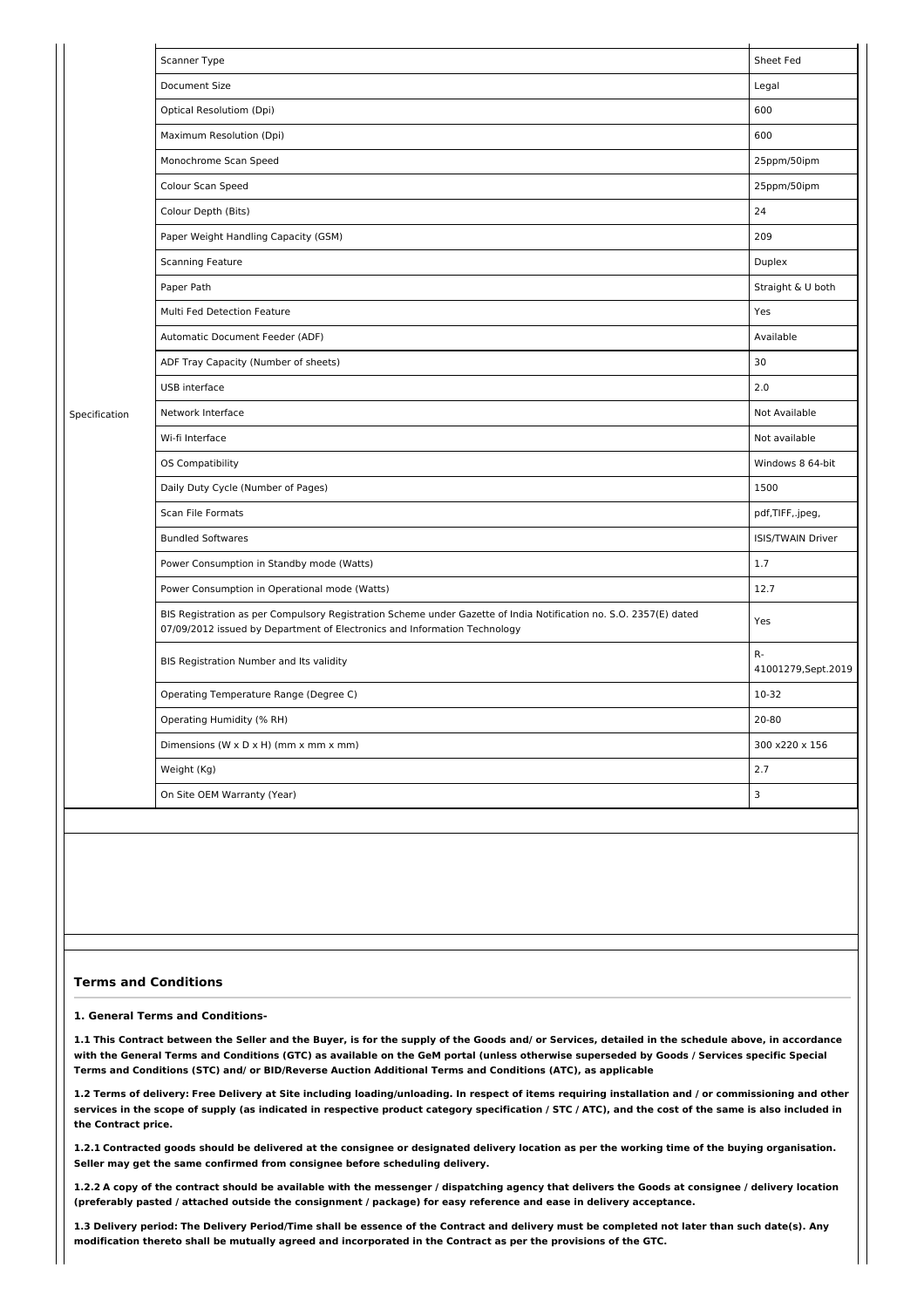| | | |
|---|---|---|
| Specification | Scanner Type | Sheet Fed |
| | Document Size | Legal |
| | Optical Resolutiom (Dpi) | 600 |
| | Maximum Resolution (Dpi) | 600 |
| | Monochrome Scan Speed | 25ppm/50ipm |
| | Colour Scan Speed | 25ppm/50ipm |
| | Colour Depth (Bits) | 24 |
| | Paper Weight Handling Capacity (GSM) | 209 |
| | Scanning Feature | Duplex |
| | Paper Path | Straight & U both |
| | Multi Fed Detection Feature | Yes |
| | Automatic Document Feeder (ADF) | Available |
| | ADF Tray Capacity (Number of sheets) | 30 |
| | USB interface | 2.0 |
| | Network Interface | Not Available |
| | Wi-fi Interface | Not available |
| | OS Compatibility | Windows 8 64-bit |
| | Daily Duty Cycle (Number of Pages) | 1500 |
| | Scan File Formats | pdf,TIFF,.jpeg, |
| | Bundled Softwares | ISIS/TWAIN Driver |
| | Power Consumption in Standby mode (Watts) | 1.7 |
| | Power Consumption in Operational mode (Watts) | 12.7 |
| | BIS Registration as per Compulsory Registration Scheme under Gazette of India Notification no. S.O. 2357(E) dated 07/09/2012 issued by Department of Electronics and Information Technology | Yes |
| | BIS Registration Number and Its validity | R-41001279,Sept.2019 |
| | Operating Temperature Range (Degree C) | 10-32 |
| | Operating Humidity (% RH) | 20-80 |
| | Dimensions (W x D x H) (mm x mm x mm) | 300 x220 x 156 |
| | Weight (Kg) | 2.7 |
| | On Site OEM Warranty (Year) | 3 |

## Terms and Conditions

**1. General Terms and Conditions-**

**1.1 This Contract between the Seller and the Buyer, is for the supply of the Goods and/ or Services, detailed in the schedule above, in accordance with the General Terms and Conditions (GTC) as available on the GeM portal (unless otherwise superseded by Goods / Services specific Special Terms and Conditions (STC) and/ or BID/Reverse Auction Additional Terms and Conditions (ATC), as applicable**

**1.2 Terms of delivery: Free Delivery at Site including loading/unloading. In respect of items requiring installation and / or commissioning and other services in the scope of supply (as indicated in respective product category specification / STC / ATC), and the cost of the same is also included in the Contract price.**

**1.2.1 Contracted goods should be delivered at the consignee or designated delivery location as per the working time of the buying organisation. Seller may get the same confirmed from consignee before scheduling delivery.**

**1.2.2 A copy of the contract should be available with the messenger / dispatching agency that delivers the Goods at consignee / delivery location (preferably pasted / attached outside the consignment / package) for easy reference and ease in delivery acceptance.**

**1.3 Delivery period: The Delivery Period/Time shall be essence of the Contract and delivery must be completed not later than such date(s). Any modification thereto shall be mutually agreed and incorporated in the Contract as per the provisions of the GTC.**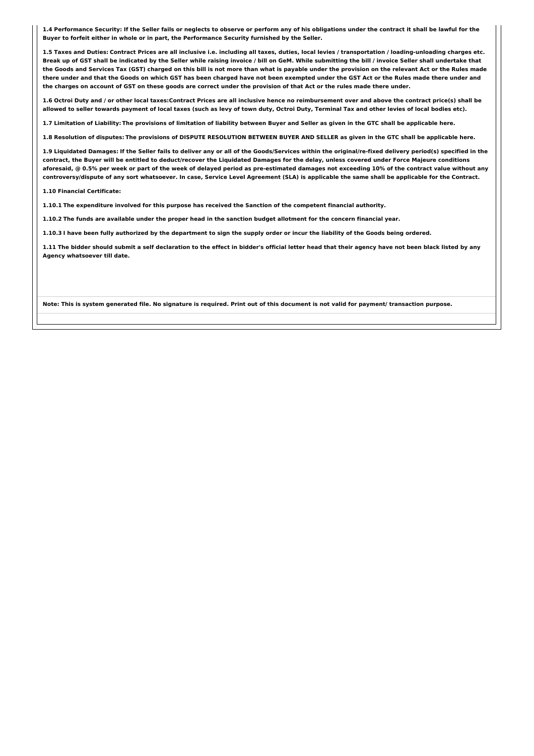**1.4 Performance Security: If the Seller fails or neglects to observe or perform any of his obligations under the contract it shall be lawful for the Buyer to forfeit either in whole or in part, the Performance Security furnished by the Seller.**

**1.5 Taxes and Duties: Contract Prices are all inclusive i.e. including all taxes, duties, local levies / transportation / loading-unloading charges etc. Break up of GST shall be indicated by the Seller while raising invoice / bill on GeM. While submitting the bill / invoice Seller shall undertake that the Goods and Services Tax (GST) charged on this bill is not more than what is payable under the provision on the relevant Act or the Rules made there under and that the Goods on which GST has been charged have not been exempted under the GST Act or the Rules made there under and the charges on account of GST on these goods are correct under the provision of that Act or the rules made there under.**

**1.6 Octroi Duty and / or other local taxes:Contract Prices are all inclusive hence no reimbursement over and above the contract price(s) shall be allowed to seller towards payment of local taxes (such as levy of town duty, Octroi Duty, Terminal Tax and other levies of local bodies etc).**

**1.7 Limitation of Liability: The provisions of limitation of liability between Buyer and Seller as given in the GTC shall be applicable here.**

**1.8 Resolution of disputes: The provisions of DISPUTE RESOLUTION BETWEEN BUYER AND SELLER as given in the GTC shall be applicable here.**

**1.9 Liquidated Damages: If the Seller fails to deliver any or all of the Goods/Services within the original/re-fixed delivery period(s) specified in the contract, the Buyer will be entitled to deduct/recover the Liquidated Damages for the delay, unless covered under Force Majeure conditions aforesaid, @ 0.5% per week or part of the week of delayed period as pre-estimated damages not exceeding 10% of the contract value without any controversy/dispute of any sort whatsoever. In case, Service Level Agreement (SLA) is applicable the same shall be applicable for the Contract.**

**1.10 Financial Certificate:**

**1.10.1 The expenditure involved for this purpose has received the Sanction of the competent financial authority.**

**1.10.2 The funds are available under the proper head in the sanction budget allotment for the concern financial year.**

**1.10.3 I have been fully authorized by the department to sign the supply order or incur the liability of the Goods being ordered.**

**1.11 The bidder should submit a self declaration to the effect in bidder's official letter head that their agency have not been black listed by any Agency whatsoever till date.**

**Note: This is system generated file. No signature is required. Print out of this document is not valid for payment/ transaction purpose.**